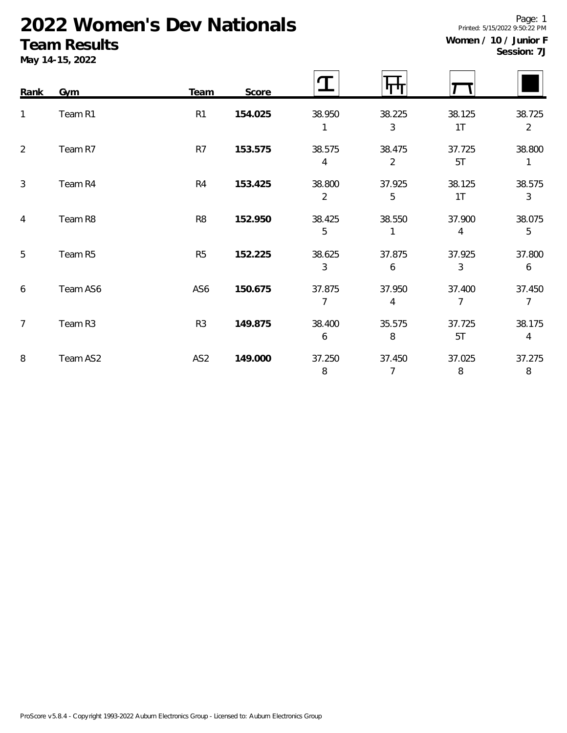# 2022 Women's Dev Nationals

## Team Results

**May 14-15, 2022**

Printed: 5/15/2022 9:50:22 PM

**Women / 10 / Junior F**
**Session: 7J**

| Rank | Gym | Team | Score | Vault | Bars | Beam | Floor |
|---|---|---|---|---|---|---|---|
| 1 | Team R1 | R1 | **154.025** | 38.950<br>1 | 38.225<br>3 | 38.125<br>1T | 38.725<br>2 |
| 2 | Team R7 | R7 | **153.575** | 38.575<br>4 | 38.475<br>2 | 37.725<br>5T | 38.800<br>1 |
| 3 | Team R4 | R4 | **153.425** | 38.800<br>2 | 37.925<br>5 | 38.125<br>1T | 38.575<br>3 |
| 4 | Team R8 | R8 | **152.950** | 38.425<br>5 | 38.550<br>1 | 37.900<br>4 | 38.075<br>5 |
| 5 | Team R5 | R5 | **152.225** | 38.625<br>3 | 37.875<br>6 | 37.925<br>3 | 37.800<br>6 |
| 6 | Team AS6 | AS6 | **150.675** | 37.875<br>7 | 37.950<br>4 | 37.400<br>7 | 37.450<br>7 |
| 7 | Team R3 | R3 | **149.875** | 38.400<br>6 | 35.575<br>8 | 37.725<br>5T | 38.175<br>4 |
| 8 | Team AS2 | AS2 | **149.000** | 37.250<br>8 | 37.450<br>7 | 37.025<br>8 | 37.275<br>8 |

ProScore v5.8.4 - Copyright 1993-2022 Auburn Electronics Group - Licensed to: Auburn Electronics Group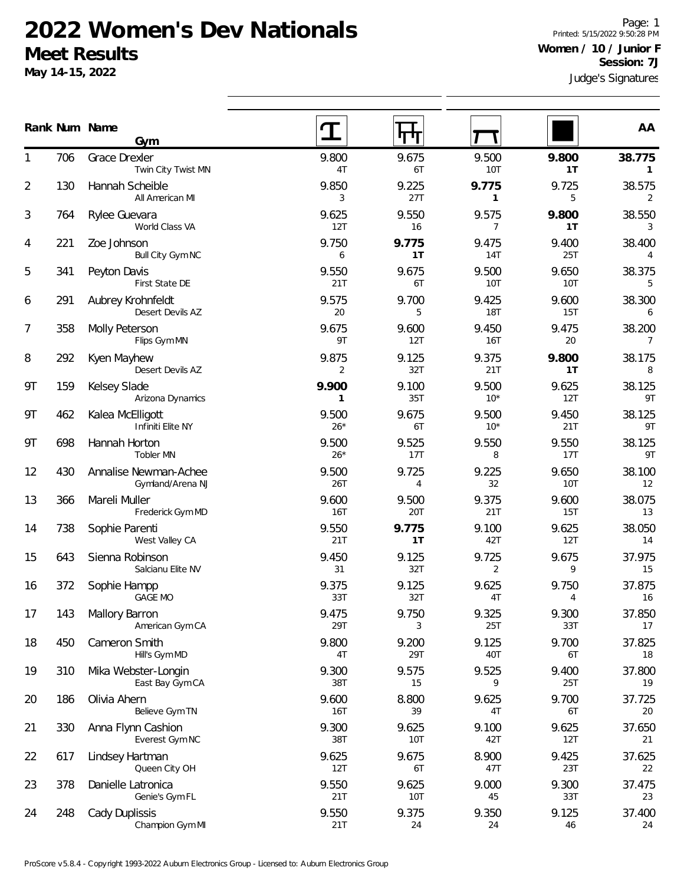# 2022 Women's Dev Nationals

## Meet Results

**May 14-15, 2022**

Printed: 5/15/2022 9:50:28 PM

**Women / 10 / Junior F**

**Session: 7J**

Judge's Signatures

| Rank | Num | Name / Gym | Vault | Bars | Beam | Floor | AA |
|---|---|---|---|---|---|---|---|
| 1 | 706 | Grace Drexler<br>Twin City Twist MN | 9.800<br>4T | 9.675<br>6T | 9.500<br>10T | **9.800**<br>**1T** | **38.775**<br>**1** |
| 2 | 130 | Hannah Scheible<br>All American MI | 9.850<br>3 | 9.225<br>27T | **9.775**<br>**1** | 9.725<br>5 | 38.575<br>2 |
| 3 | 764 | Rylee Guevara<br>World Class VA | 9.625<br>12T | 9.550<br>16 | 9.575<br>7 | **9.800**<br>**1T** | 38.550<br>3 |
| 4 | 221 | Zoe Johnson<br>Bull City Gym NC | 9.750<br>6 | **9.775**<br>**1T** | 9.475<br>14T | 9.400<br>25T | 38.400<br>4 |
| 5 | 341 | Peyton Davis<br>First State DE | 9.550<br>21T | 9.675<br>6T | 9.500<br>10T | 9.650<br>10T | 38.375<br>5 |
| 6 | 291 | Aubrey Krohnfeldt<br>Desert Devils AZ | 9.575<br>20 | 9.700<br>5 | 9.425<br>18T | 9.600<br>15T | 38.300<br>6 |
| 7 | 358 | Molly Peterson<br>Flips Gym MN | 9.675<br>9T | 9.600<br>12T | 9.450<br>16T | 9.475<br>20 | 38.200<br>7 |
| 8 | 292 | Kyen Mayhew<br>Desert Devils AZ | 9.875<br>2 | 9.125<br>32T | 9.375<br>21T | **9.800**<br>**1T** | 38.175<br>8 |
| 9T | 159 | Kelsey Slade<br>Arizona Dynamics | **9.900**<br>**1** | 9.100<br>35T | 9.500<br>10* | 9.625<br>12T | 38.125<br>9T |
| 9T | 462 | Kalea McElligott<br>Infiniti Elite NY | 9.500<br>26* | 9.675<br>6T | 9.500<br>10* | 9.450<br>21T | 38.125<br>9T |
| 9T | 698 | Hannah Horton<br>Tobler MN | 9.500<br>26* | 9.525<br>17T | 9.550<br>8 | 9.550<br>17T | 38.125<br>9T |
| 12 | 430 | Annalise Newman-Achee<br>Gymland/Arena NJ | 9.500<br>26T | 9.725<br>4 | 9.225<br>32 | 9.650<br>10T | 38.100<br>12 |
| 13 | 366 | Mareli Muller<br>Frederick Gym MD | 9.600<br>16T | 9.500<br>20T | 9.375<br>21T | 9.600<br>15T | 38.075<br>13 |
| 14 | 738 | Sophie Parenti<br>West Valley CA | 9.550<br>21T | **9.775**<br>**1T** | 9.100<br>42T | 9.625<br>12T | 38.050<br>14 |
| 15 | 643 | Sienna Robinson<br>Salcianu Elite NV | 9.450<br>31 | 9.125<br>32T | 9.725<br>2 | 9.675<br>9 | 37.975<br>15 |
| 16 | 372 | Sophie Hampp<br>GAGE MO | 9.375<br>33T | 9.125<br>32T | 9.625<br>4T | 9.750<br>4 | 37.875<br>16 |
| 17 | 143 | Mallory Barron<br>American Gym CA | 9.475<br>29T | 9.750<br>3 | 9.325<br>25T | 9.300<br>33T | 37.850<br>17 |
| 18 | 450 | Cameron Smith<br>Hill's Gym MD | 9.800<br>4T | 9.200<br>29T | 9.125<br>40T | 9.700<br>6T | 37.825<br>18 |
| 19 | 310 | Mika Webster-Longin<br>East Bay Gym CA | 9.300<br>38T | 9.575<br>15 | 9.525<br>9 | 9.400<br>25T | 37.800<br>19 |
| 20 | 186 | Olivia Ahern<br>Believe Gym TN | 9.600<br>16T | 8.800<br>39 | 9.625<br>4T | 9.700<br>6T | 37.725<br>20 |
| 21 | 330 | Anna Flynn Cashion<br>Everest Gym NC | 9.300<br>38T | 9.625<br>10T | 9.100<br>42T | 9.625<br>12T | 37.650<br>21 |
| 22 | 617 | Lindsey Hartman<br>Queen City OH | 9.625<br>12T | 9.675<br>6T | 8.900<br>47T | 9.425<br>23T | 37.625<br>22 |
| 23 | 378 | Danielle Latronica<br>Genie's Gym FL | 9.550<br>21T | 9.625<br>10T | 9.000<br>45 | 9.300<br>33T | 37.475<br>23 |
| 24 | 248 | Cady Duplissis<br>Champion Gym MI | 9.550<br>21T | 9.375<br>24 | 9.350<br>24 | 9.125<br>46 | 37.400<br>24 |

ProScore v5.8.4 - Copyright 1993-2022 Auburn Electronics Group - Licensed to: Auburn Electronics Group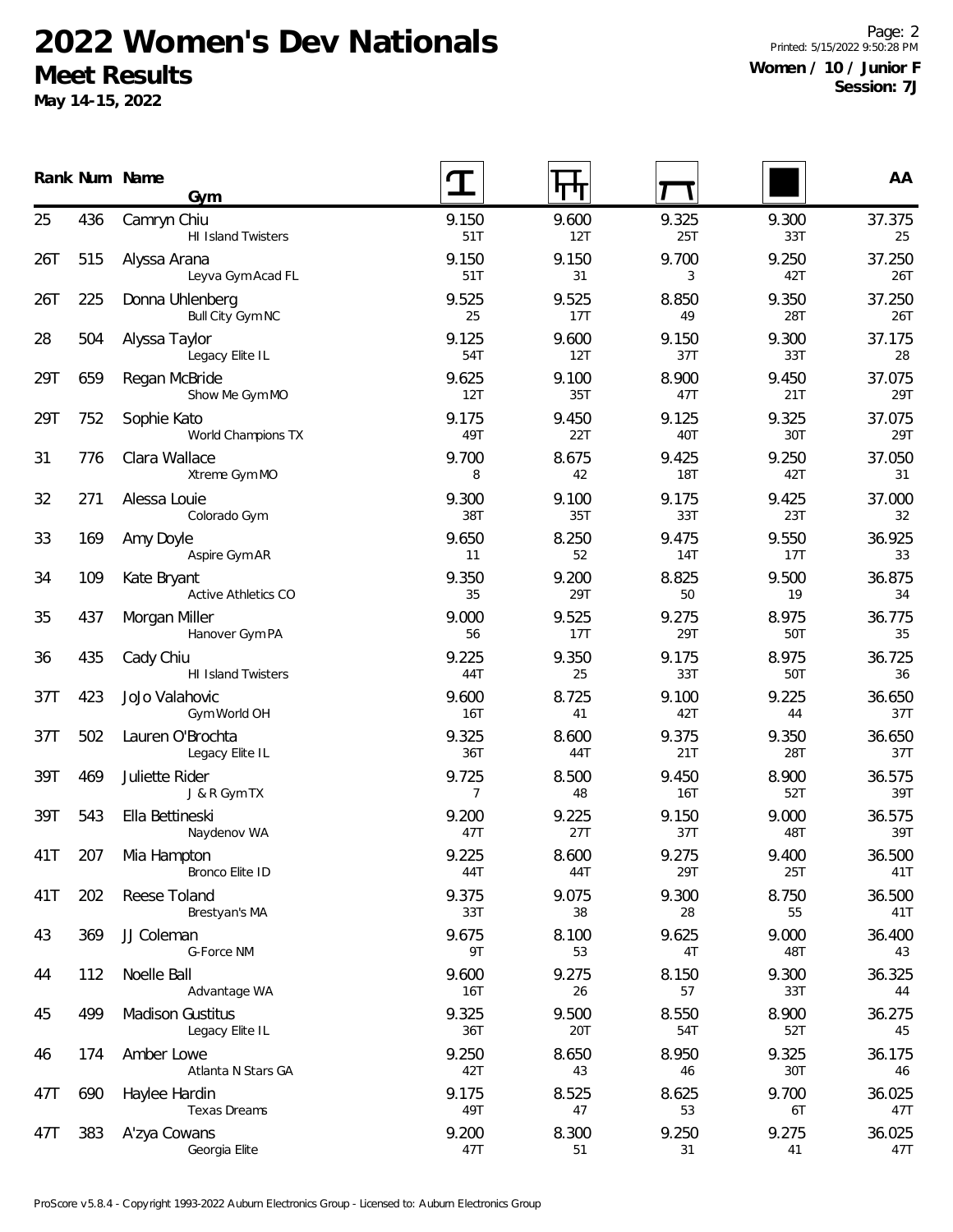# 2022 Women's Dev Nationals

## Meet Results

**May 14-15, 2022**

**Women / 10 / Junior F**
**Session: 7J**

| Rank | Num | Name / Gym | Vault | Bars | Beam | Floor | AA |
|---|---|---|---|---|---|---|---|
| 25 | 436 | Camryn Chiu<br>HI Island Twisters | 9.150<br>51T | 9.600<br>12T | 9.325<br>25T | 9.300<br>33T | 37.375<br>25 |
| 26T | 515 | Alyssa Arana<br>Leyva Gym Acad FL | 9.150<br>51T | 9.150<br>31 | 9.700<br>3 | 9.250<br>42T | 37.250<br>26T |
| 26T | 225 | Donna Uhlenberg<br>Bull City Gym NC | 9.525<br>25 | 9.525<br>17T | 8.850<br>49 | 9.350<br>28T | 37.250<br>26T |
| 28 | 504 | Alyssa Taylor<br>Legacy Elite IL | 9.125<br>54T | 9.600<br>12T | 9.150<br>37T | 9.300<br>33T | 37.175<br>28 |
| 29T | 659 | Regan McBride<br>Show Me Gym MO | 9.625<br>12T | 9.100<br>35T | 8.900<br>47T | 9.450<br>21T | 37.075<br>29T |
| 29T | 752 | Sophie Kato<br>World Champions TX | 9.175<br>49T | 9.450<br>22T | 9.125<br>40T | 9.325<br>30T | 37.075<br>29T |
| 31 | 776 | Clara Wallace<br>Xtreme Gym MO | 9.700<br>8 | 8.675<br>42 | 9.425<br>18T | 9.250<br>42T | 37.050<br>31 |
| 32 | 271 | Alessa Louie<br>Colorado Gym | 9.300<br>38T | 9.100<br>35T | 9.175<br>33T | 9.425<br>23T | 37.000<br>32 |
| 33 | 169 | Amy Doyle<br>Aspire Gym AR | 9.650<br>11 | 8.250<br>52 | 9.475<br>14T | 9.550<br>17T | 36.925<br>33 |
| 34 | 109 | Kate Bryant<br>Active Athletics CO | 9.350<br>35 | 9.200<br>29T | 8.825<br>50 | 9.500<br>19 | 36.875<br>34 |
| 35 | 437 | Morgan Miller<br>Hanover Gym PA | 9.000<br>56 | 9.525<br>17T | 9.275<br>29T | 8.975<br>50T | 36.775<br>35 |
| 36 | 435 | Cady Chiu<br>HI Island Twisters | 9.225<br>44T | 9.350<br>25 | 9.175<br>33T | 8.975<br>50T | 36.725<br>36 |
| 37T | 423 | JoJo Valahovic<br>Gym World OH | 9.600<br>16T | 8.725<br>41 | 9.100<br>42T | 9.225<br>44 | 36.650<br>37T |
| 37T | 502 | Lauren O'Brochta<br>Legacy Elite IL | 9.325<br>36T | 8.600<br>44T | 9.375<br>21T | 9.350<br>28T | 36.650<br>37T |
| 39T | 469 | Juliette Rider<br>J & R Gym TX | 9.725<br>7 | 8.500<br>48 | 9.450<br>16T | 8.900<br>52T | 36.575<br>39T |
| 39T | 543 | Ella Bettineski<br>Naydenov WA | 9.200<br>47T | 9.225<br>27T | 9.150<br>37T | 9.000<br>48T | 36.575<br>39T |
| 41T | 207 | Mia Hampton<br>Bronco Elite ID | 9.225<br>44T | 8.600<br>44T | 9.275<br>29T | 9.400<br>25T | 36.500<br>41T |
| 41T | 202 | Reese Toland<br>Brestyan's MA | 9.375<br>33T | 9.075<br>38 | 9.300<br>28 | 8.750<br>55 | 36.500<br>41T |
| 43 | 369 | JJ Coleman<br>G-Force NM | 9.675<br>9T | 8.100<br>53 | 9.625<br>4T | 9.000<br>48T | 36.400<br>43 |
| 44 | 112 | Noelle Ball<br>Advantage WA | 9.600<br>16T | 9.275<br>26 | 8.150<br>57 | 9.300<br>33T | 36.325<br>44 |
| 45 | 499 | Madison Gustitus<br>Legacy Elite IL | 9.325<br>36T | 9.500<br>20T | 8.550<br>54T | 8.900<br>52T | 36.275<br>45 |
| 46 | 174 | Amber Lowe<br>Atlanta N Stars GA | 9.250<br>42T | 8.650<br>43 | 8.950<br>46 | 9.325<br>30T | 36.175<br>46 |
| 47T | 690 | Haylee Hardin<br>Texas Dreams | 9.175<br>49T | 8.525<br>47 | 8.625<br>53 | 9.700<br>6T | 36.025<br>47T |
| 47T | 383 | A'zya Cowans<br>Georgia Elite | 9.200<br>47T | 8.300<br>51 | 9.250<br>31 | 9.275<br>41 | 36.025<br>47T |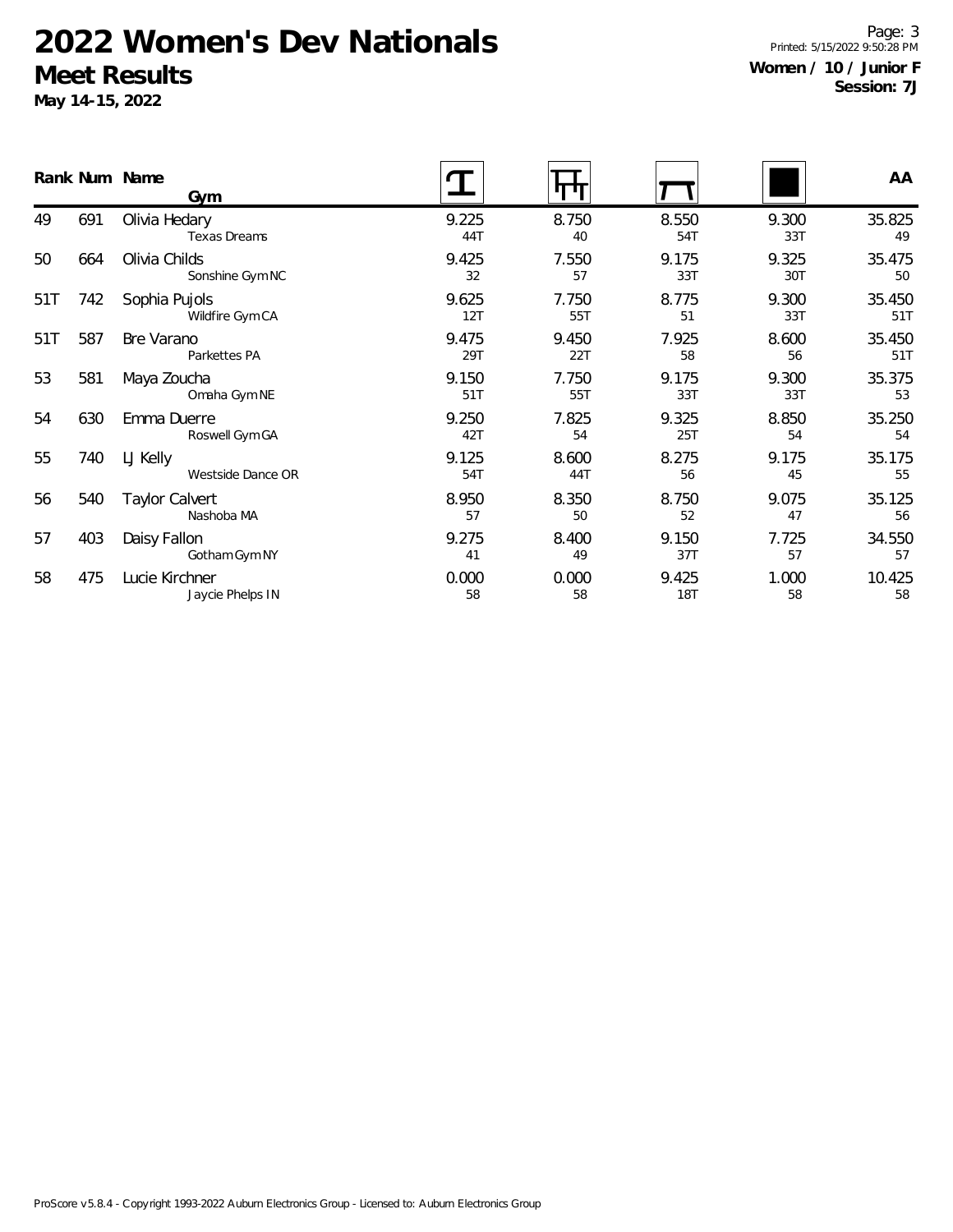# 2022 Women's Dev Nationals

## Meet Results

**May 14-15, 2022**

**Women / 10 / Junior F**
**Session: 7J**

| Rank | Num | Name / Gym | Vault | Bars | Beam | Floor | AA |
|---|---|---|---|---|---|---|---|
| 49 | 691 | Olivia Hedary<br>Texas Dreams | 9.225<br>44T | 8.750<br>40 | 8.550<br>54T | 9.300<br>33T | 35.825<br>49 |
| 50 | 664 | Olivia Childs<br>Sonshine Gym NC | 9.425<br>32 | 7.550<br>57 | 9.175<br>33T | 9.325<br>30T | 35.475<br>50 |
| 51T | 742 | Sophia Pujols<br>Wildfire Gym CA | 9.625<br>12T | 7.750<br>55T | 8.775<br>51 | 9.300<br>33T | 35.450<br>51T |
| 51T | 587 | Bre Varano<br>Parkettes PA | 9.475<br>29T | 9.450<br>22T | 7.925<br>58 | 8.600<br>56 | 35.450<br>51T |
| 53 | 581 | Maya Zoucha<br>Omaha Gym NE | 9.150<br>51T | 7.750<br>55T | 9.175<br>33T | 9.300<br>33T | 35.375<br>53 |
| 54 | 630 | Emma Duerre<br>Roswell Gym GA | 9.250<br>42T | 7.825<br>54 | 9.325<br>25T | 8.850<br>54 | 35.250<br>54 |
| 55 | 740 | LJ Kelly<br>Westside Dance OR | 9.125<br>54T | 8.600<br>44T | 8.275<br>56 | 9.175<br>45 | 35.175<br>55 |
| 56 | 540 | Taylor Calvert<br>Nashoba MA | 8.950<br>57 | 8.350<br>50 | 8.750<br>52 | 9.075<br>47 | 35.125<br>56 |
| 57 | 403 | Daisy Fallon<br>Gotham Gym NY | 9.275<br>41 | 8.400<br>49 | 9.150<br>37T | 7.725<br>57 | 34.550<br>57 |
| 58 | 475 | Lucie Kirchner<br>Jaycie Phelps IN | 0.000<br>58 | 0.000<br>58 | 9.425<br>18T | 1.000<br>58 | 10.425<br>58 |